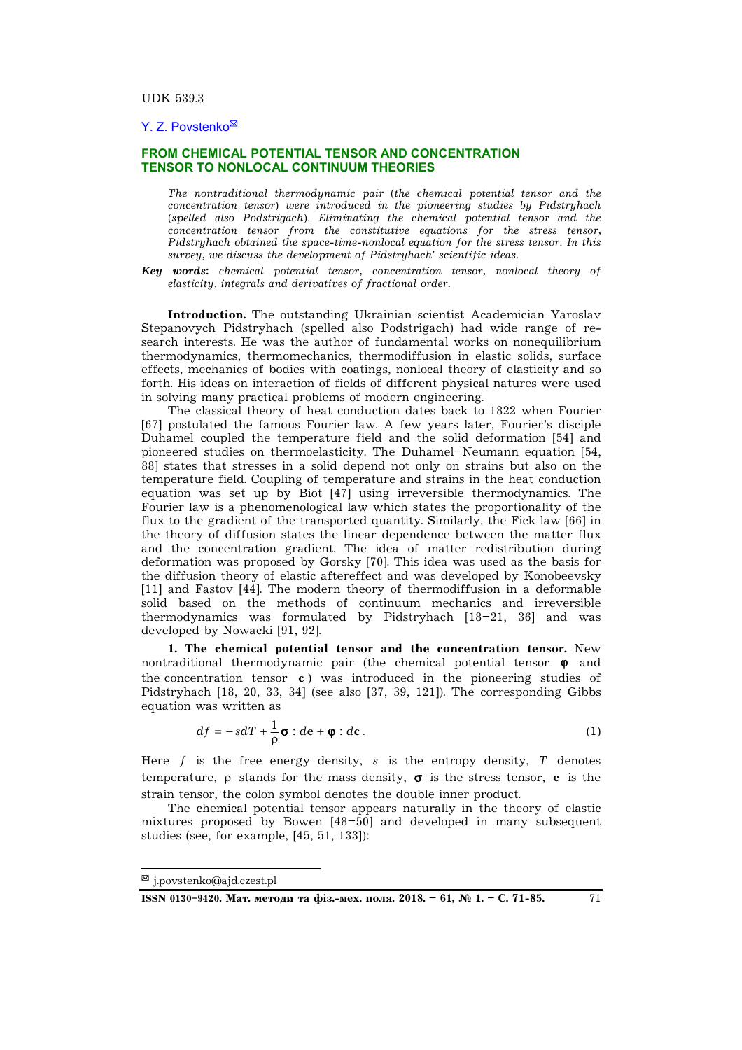UDK 539.3

Y. Z. Povstenko[✉]

## FROM CHEMICAL POTENTIAL TENSOR AND CONCENTRATION TENSOR TO NONLOCAL CONTINUUM THEORIES

*The nontraditional thermodynamic pair (the chemical potential tensor and the concentration tensor) were introduced in the pioneering studies by Pidstryhach (spelled also Podstrigach). Eliminating the chemical potential tensor and the concentration tensor from the constitutive equations for the stress tensor, Pidstryhach obtained the space-time-nonlocal equation for the stress tensor. In this survey, we discuss the development of Pidstryhach' scientific ideas.*

***Key words***: *chemical potential tensor, concentration tensor, nonlocal theory of elasticity, integrals and derivatives of fractional order.*

**Introduction.** The outstanding Ukrainian scientist Academician Yaroslav Stepanovych Pidstryhach (spelled also Podstrigach) had wide range of research interests. He was the author of fundamental works on nonequilibrium thermodynamics, thermomechanics, thermodiffusion in elastic solids, surface effects, mechanics of bodies with coatings, nonlocal theory of elasticity and so forth. His ideas on interaction of fields of different physical natures were used in solving many practical problems of modern engineering.

The classical theory of heat conduction dates back to 1822 when Fourier [67] postulated the famous Fourier law. A few years later, Fourier's disciple Duhamel coupled the temperature field and the solid deformation [54] and pioneered studies on thermoelasticity. The Duhamel–Neumann equation [54, 88] states that stresses in a solid depend not only on strains but also on the temperature field. Coupling of temperature and strains in the heat conduction equation was set up by Biot [47] using irreversible thermodynamics. The Fourier law is a phenomenological law which states the proportionality of the flux to the gradient of the transported quantity. Similarly, the Fick law [66] in the theory of diffusion states the linear dependence between the matter flux and the concentration gradient. The idea of matter redistribution during deformation was proposed by Gorsky [70]. This idea was used as the basis for the diffusion theory of elastic aftereffect and was developed by Konobeevsky [11] and Fastov [44]. The modern theory of thermodiffusion in a deformable solid based on the methods of continuum mechanics and irreversible thermodynamics was formulated by Pidstryhach [18–21, 36] and was developed by Nowacki [91, 92].

**1. The chemical potential tensor and the concentration tensor.** New nontraditional thermodynamic pair (the chemical potential tensor $\boldsymbol{\varphi}$ and the concentration tensor $\mathbf{c}$) was introduced in the pioneering studies of Pidstryhach [18, 20, 33, 34] (see also [37, 39, 121]). The corresponding Gibbs equation was written as

$$df = -s\,dT + \frac{1}{\rho}\boldsymbol{\sigma} : d\mathbf{e} + \boldsymbol{\varphi} : d\mathbf{c}\,. \tag{1}$$

Here $f$ is the free energy density, $s$ is the entropy density, $T$ denotes temperature, $\rho$ stands for the mass density, $\boldsymbol{\sigma}$ is the stress tensor, $\mathbf{e}$ is the strain tensor, the colon symbol denotes the double inner product.

The chemical potential tensor appears naturally in the theory of elastic mixtures proposed by Bowen [48–50] and developed in many subsequent studies (see, for example, [45, 51, 133]):

---

[✉] j.povstenko@ajd.czest.pl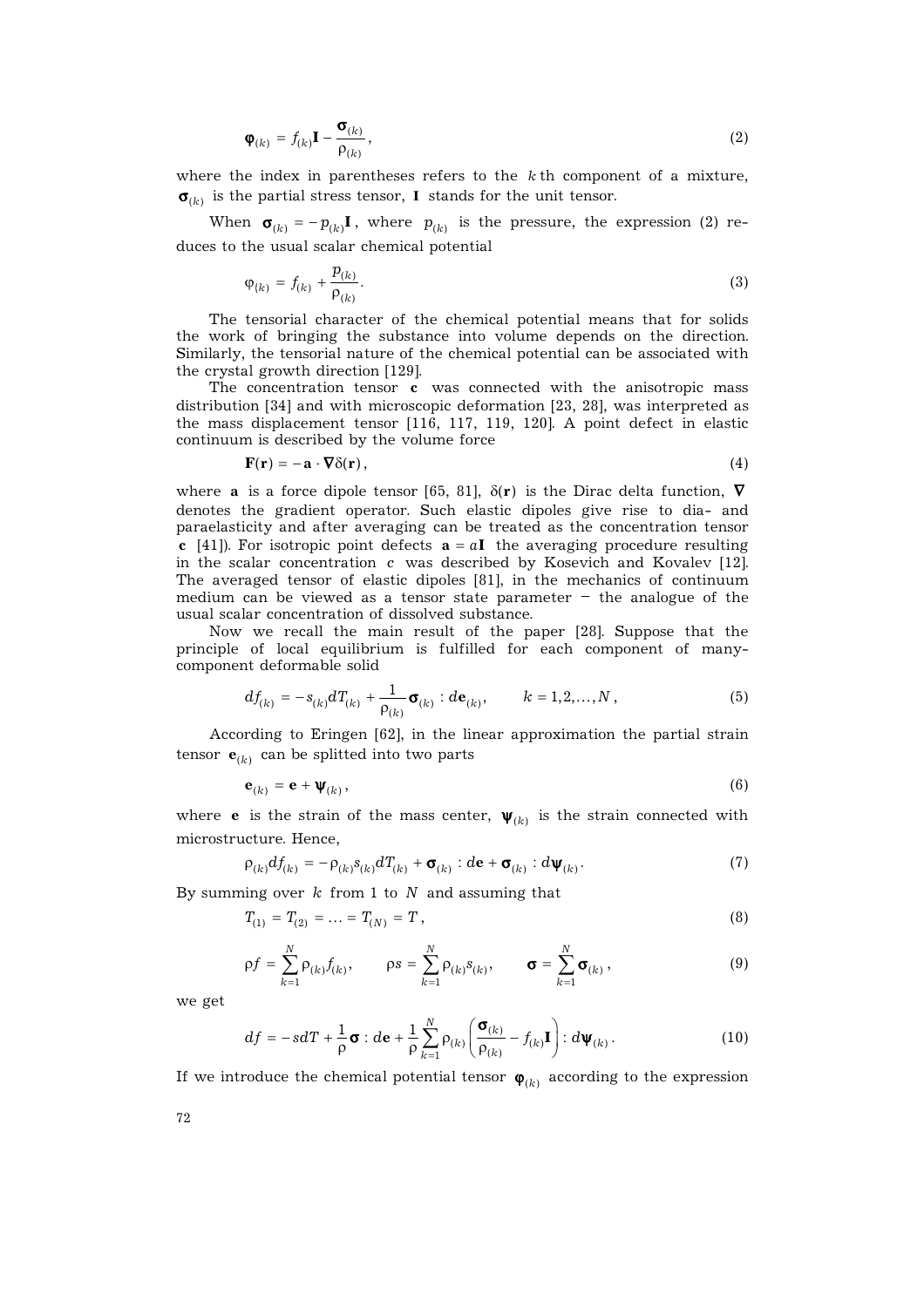$$\boldsymbol{\varphi}_{(k)} = f_{(k)}\mathbf{I} - \frac{\boldsymbol{\sigma}_{(k)}}{\rho_{(k)}}, \tag{2}$$

where the index in parentheses refers to the $k$th component of a mixture, $\boldsymbol{\sigma}_{(k)}$ is the partial stress tensor, $\mathbf{I}$ stands for the unit tensor.

When $\boldsymbol{\sigma}_{(k)} = -p_{(k)}\mathbf{I}$, where $p_{(k)}$ is the pressure, the expression (2) reduces to the usual scalar chemical potential

$$\varphi_{(k)} = f_{(k)} + \frac{p_{(k)}}{\rho_{(k)}}. \tag{3}$$

The tensorial character of the chemical potential means that for solids the work of bringing the substance into volume depends on the direction. Similarly, the tensorial nature of the chemical potential can be associated with the crystal growth direction [129].

The concentration tensor $\mathbf{c}$ was connected with the anisotropic mass distribution [34] and with microscopic deformation [23, 28], was interpreted as the mass displacement tensor [116, 117, 119, 120]. A point defect in elastic continuum is described by the volume force

$$\mathbf{F}(\mathbf{r}) = -\mathbf{a} \cdot \boldsymbol{\nabla}\delta(\mathbf{r}), \tag{4}$$

where $\mathbf{a}$ is a force dipole tensor [65, 81], $\delta(\mathbf{r})$ is the Dirac delta function, $\boldsymbol{\nabla}$ denotes the gradient operator. Such elastic dipoles give rise to dia- and paraelasticity and after averaging can be treated as the concentration tensor $\mathbf{c}$ [41]). For isotropic point defects $\mathbf{a} = a\mathbf{I}$ the averaging procedure resulting in the scalar concentration $c$ was described by Kosevich and Kovalev [12]. The averaged tensor of elastic dipoles [81], in the mechanics of continuum medium can be viewed as a tensor state parameter – the analogue of the usual scalar concentration of dissolved substance.

Now we recall the main result of the paper [28]. Suppose that the principle of local equilibrium is fulfilled for each component of many-component deformable solid

$$df_{(k)} = -s_{(k)}dT_{(k)} + \frac{1}{\rho_{(k)}}\boldsymbol{\sigma}_{(k)} : d\mathbf{e}_{(k)}, \qquad k = 1, 2, \ldots, N, \tag{5}$$

According to Eringen [62], in the linear approximation the partial strain tensor $\mathbf{e}_{(k)}$ can be splitted into two parts

$$\mathbf{e}_{(k)} = \mathbf{e} + \boldsymbol{\psi}_{(k)}, \tag{6}$$

where $\mathbf{e}$ is the strain of the mass center, $\boldsymbol{\psi}_{(k)}$ is the strain connected with microstructure. Hence,

$$\rho_{(k)}df_{(k)} = -\rho_{(k)}s_{(k)}dT_{(k)} + \boldsymbol{\sigma}_{(k)} : d\mathbf{e} + \boldsymbol{\sigma}_{(k)} : d\boldsymbol{\psi}_{(k)}. \tag{7}$$

By summing over $k$ from 1 to $N$ and assuming that

$$T_{(1)} = T_{(2)} = \ldots = T_{(N)} = T, \tag{8}$$

$$\rho f = \sum_{k=1}^{N} \rho_{(k)} f_{(k)}, \qquad \rho s = \sum_{k=1}^{N} \rho_{(k)} s_{(k)}, \qquad \boldsymbol{\sigma} = \sum_{k=1}^{N} \boldsymbol{\sigma}_{(k)}, \tag{9}$$

we get

$$df = -s\,dT + \frac{1}{\rho}\boldsymbol{\sigma} : d\mathbf{e} + \frac{1}{\rho}\sum_{k=1}^{N} \rho_{(k)}\left(\frac{\boldsymbol{\sigma}_{(k)}}{\rho_{(k)}} - f_{(k)}\mathbf{I}\right) : d\boldsymbol{\psi}_{(k)}. \tag{10}$$

If we introduce the chemical potential tensor $\boldsymbol{\varphi}_{(k)}$ according to the expression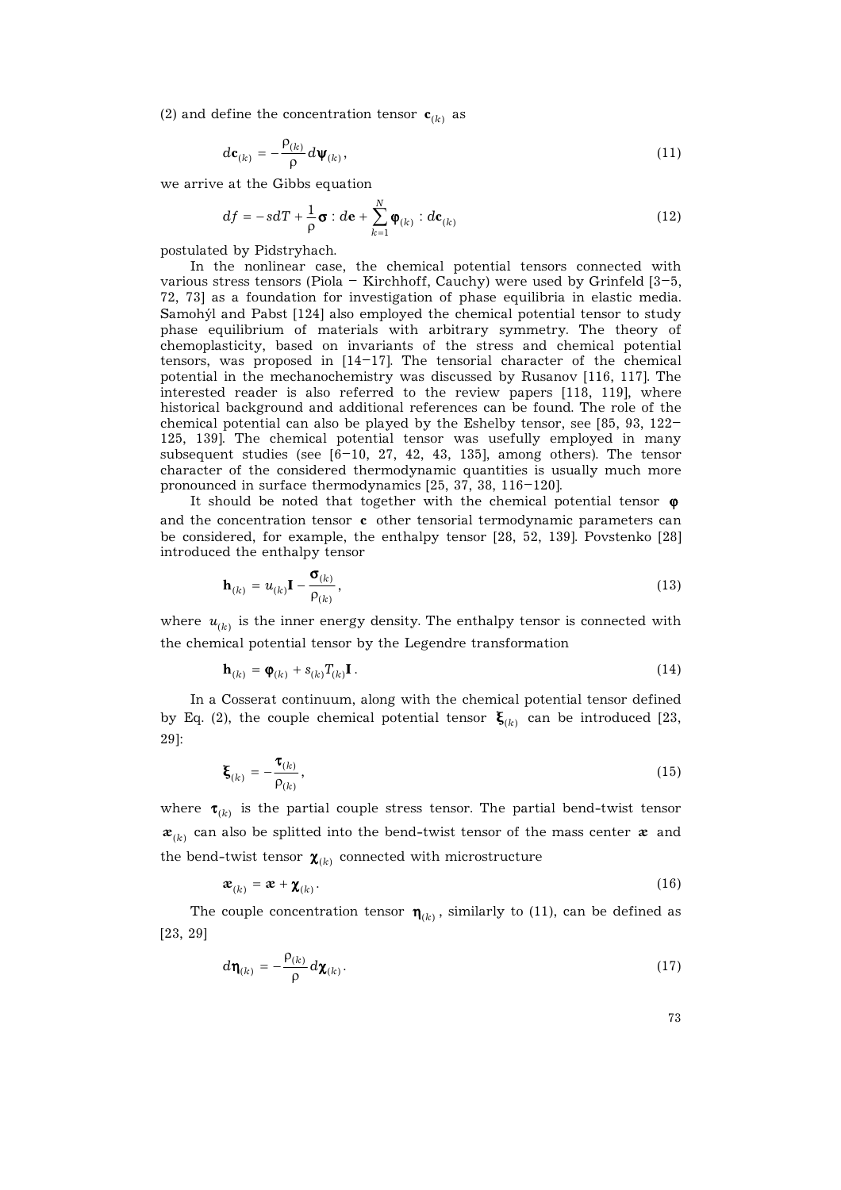(2) and define the concentration tensor $\mathbf{c}_{(k)}$ as

$$d\mathbf{c}_{(k)} = -\frac{\rho_{(k)}}{\rho} d\boldsymbol{\psi}_{(k)}, \tag{11}$$

we arrive at the Gibbs equation

$$df = -s dT + \frac{1}{\rho} \boldsymbol{\sigma} : d\mathbf{e} + \sum_{k=1}^{N} \boldsymbol{\varphi}_{(k)} : d\mathbf{c}_{(k)} \tag{12}$$

postulated by Pidstryhach.

In the nonlinear case, the chemical potential tensors connected with various stress tensors (Piola – Kirchhoff, Cauchy) were used by Grinfeld [3–5, 72, 73] as a foundation for investigation of phase equilibria in elastic media. Samohýl and Pabst [124] also employed the chemical potential tensor to study phase equilibrium of materials with arbitrary symmetry. The theory of chemoplasticity, based on invariants of the stress and chemical potential tensors, was proposed in [14–17]. The tensorial character of the chemical potential in the mechanochemistry was discussed by Rusanov [116, 117]. The interested reader is also referred to the review papers [118, 119], where historical background and additional references can be found. The role of the chemical potential can also be played by the Eshelby tensor, see [85, 93, 122–125, 139]. The chemical potential tensor was usefully employed in many subsequent studies (see [6–10, 27, 42, 43, 135], among others). The tensor character of the considered thermodynamic quantities is usually much more pronounced in surface thermodynamics [25, 37, 38, 116–120].

It should be noted that together with the chemical potential tensor $\boldsymbol{\varphi}$ and the concentration tensor $\mathbf{c}$ other tensorial termodynamic parameters can be considered, for example, the enthalpy tensor [28, 52, 139]. Povstenko [28] introduced the enthalpy tensor

$$\mathbf{h}_{(k)} = u_{(k)} \mathbf{I} - \frac{\boldsymbol{\sigma}_{(k)}}{\rho_{(k)}}, \tag{13}$$

where $u_{(k)}$ is the inner energy density. The enthalpy tensor is connected with the chemical potential tensor by the Legendre transformation

$$\mathbf{h}_{(k)} = \boldsymbol{\varphi}_{(k)} + s_{(k)} T_{(k)} \mathbf{I}. \tag{14}$$

In a Cosserat continuum, along with the chemical potential tensor defined by Eq. (2), the couple chemical potential tensor $\boldsymbol{\xi}_{(k)}$ can be introduced [23, 29]:

$$\boldsymbol{\xi}_{(k)} = -\frac{\boldsymbol{\tau}_{(k)}}{\rho_{(k)}}, \tag{15}$$

where $\boldsymbol{\tau}_{(k)}$ is the partial couple stress tensor. The partial bend-twist tensor $\boldsymbol{æ}_{(k)}$ can also be splitted into the bend-twist tensor of the mass center $\boldsymbol{æ}$ and the bend-twist tensor $\boldsymbol{\chi}_{(k)}$ connected with microstructure

$$\boldsymbol{æ}_{(k)} = \boldsymbol{æ} + \boldsymbol{\chi}_{(k)}. \tag{16}$$

The couple concentration tensor $\boldsymbol{\eta}_{(k)}$, similarly to (11), can be defined as [23, 29]

$$d\boldsymbol{\eta}_{(k)} = -\frac{\rho_{(k)}}{\rho} d\boldsymbol{\chi}_{(k)}. \tag{17}$$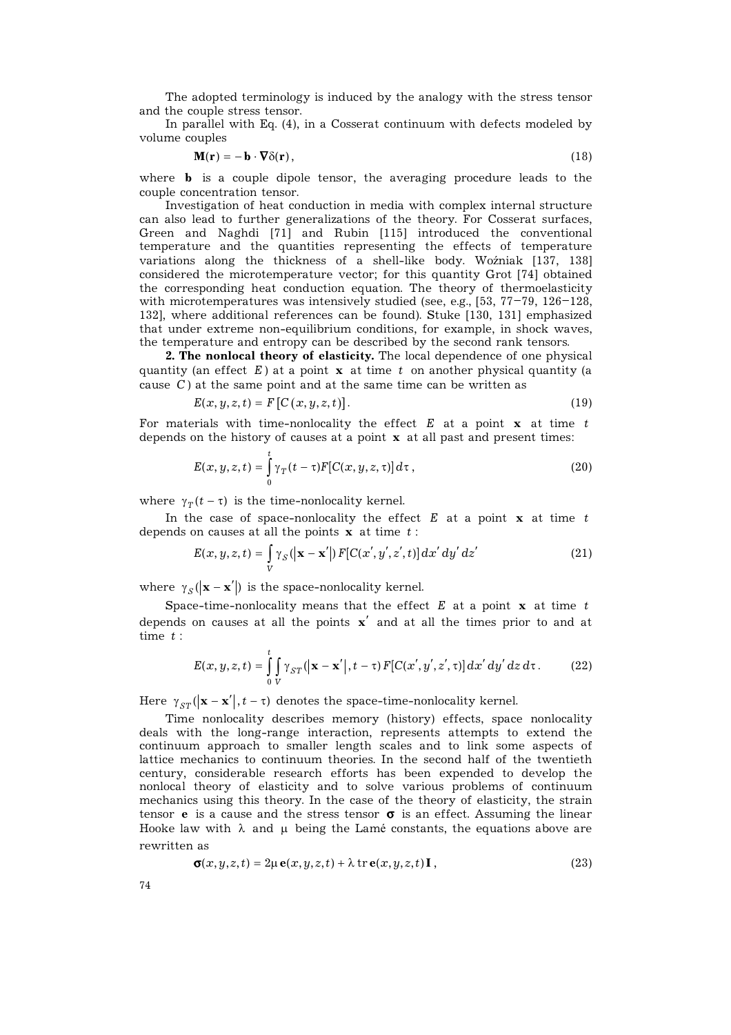The adopted terminology is induced by the analogy with the stress tensor and the couple stress tensor.

In parallel with Eq. (4), in a Cosserat continuum with defects modeled by volume couples

$$\mathbf{M}(\mathbf{r}) = -\mathbf{b} \cdot \nabla\delta(\mathbf{r}), \tag{18}$$

where $\mathbf{b}$ is a couple dipole tensor, the averaging procedure leads to the couple concentration tensor.

Investigation of heat conduction in media with complex internal structure can also lead to further generalizations of the theory. For Cosserat surfaces, Green and Naghdi [71] and Rubin [115] introduced the conventional temperature and the quantities representing the effects of temperature variations along the thickness of a shell-like body. Woźniak [137, 138] considered the microtemperature vector; for this quantity Grot [74] obtained the corresponding heat conduction equation. The theory of thermoelasticity with microtemperatures was intensively studied (see, e.g., [53, 77–79, 126–128, 132], where additional references can be found). Stuke [130, 131] emphasized that under extreme non-equilibrium conditions, for example, in shock waves, the temperature and entropy can be described by the second rank tensors.

**2. The nonlocal theory of elasticity.** The local dependence of one physical quantity (an effect $E$) at a point $\mathbf{x}$ at time $t$ on another physical quantity (a cause $C$) at the same point and at the same time can be written as

$$E(x, y, z, t) = F\left[C(x, y, z, t)\right]. \tag{19}$$

For materials with time-nonlocality the effect $E$ at a point $\mathbf{x}$ at time $t$ depends on the history of causes at a point $\mathbf{x}$ at all past and present times:

$$E(x, y, z, t) = \int_0^t \gamma_T(t - \tau) F[C(x, y, z, \tau)]\, d\tau, \tag{20}$$

where $\gamma_T(t - \tau)$ is the time-nonlocality kernel.

In the case of space-nonlocality the effect $E$ at a point $\mathbf{x}$ at time $t$ depends on causes at all the points $\mathbf{x}$ at time $t$:

$$E(x, y, z, t) = \int_V \gamma_S(|\mathbf{x} - \mathbf{x}'|) F[C(x', y', z', t)]\, dx'\, dy'\, dz' \tag{21}$$

where $\gamma_S(|\mathbf{x} - \mathbf{x}'|)$ is the space-nonlocality kernel.

Space-time-nonlocality means that the effect $E$ at a point $\mathbf{x}$ at time $t$ depends on causes at all the points $\mathbf{x}'$ and at all the times prior to and at time $t$:

$$E(x, y, z, t) = \int_0^t \int_V \gamma_{ST}(|\mathbf{x} - \mathbf{x}'|, t - \tau) F[C(x', y', z', \tau)]\, dx'\, dy'\, dz\, d\tau. \tag{22}$$

Here $\gamma_{ST}(|\mathbf{x} - \mathbf{x}'|, t - \tau)$ denotes the space-time-nonlocality kernel.

Time nonlocality describes memory (history) effects, space nonlocality deals with the long-range interaction, represents attempts to extend the continuum approach to smaller length scales and to link some aspects of lattice mechanics to continuum theories. In the second half of the twentieth century, considerable research efforts has been expended to develop the nonlocal theory of elasticity and to solve various problems of continuum mechanics using this theory. In the case of the theory of elasticity, the strain tensor $\mathbf{e}$ is a cause and the stress tensor $\boldsymbol{\sigma}$ is an effect. Assuming the linear Hooke law with $\lambda$ and $\mu$ being the Lamé constants, the equations above are rewritten as

$$\boldsymbol{\sigma}(x, y, z, t) = 2\mu\, \mathbf{e}(x, y, z, t) + \lambda \operatorname{tr} \mathbf{e}(x, y, z, t)\, \mathbf{I}, \tag{23}$$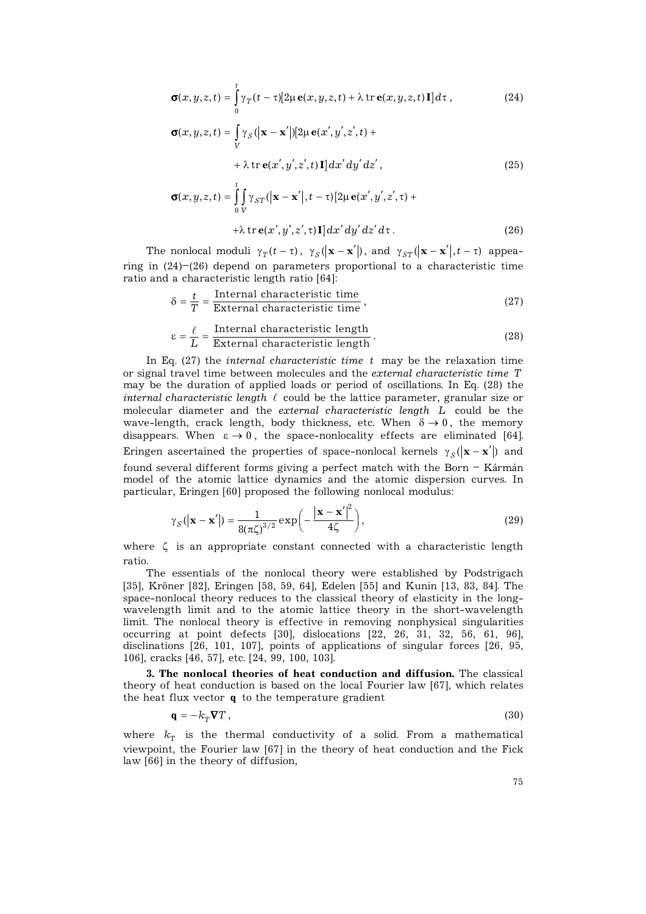$$\boldsymbol{\sigma}(x,y,z,t) = \int_0^t \gamma_T(t-\tau)[2\mu\,\mathbf{e}(x,y,z,t) + \lambda\,\mathrm{tr}\,\mathbf{e}(x,y,z,t)\,\mathbf{I}]\,d\tau\,, \tag{24}$$

$$\boldsymbol{\sigma}(x,y,z,t) = \int_V \gamma_S(|\mathbf{x}-\mathbf{x}'|)[2\mu\,\mathbf{e}(x',y',z',t) + \lambda\,\mathrm{tr}\,\mathbf{e}(x',y',z',t)\,\mathbf{I}]\,dx'\,dy'\,dz'\,, \tag{25}$$

$$\boldsymbol{\sigma}(x,y,z,t) = \int_0^t \int_V \gamma_{ST}(|\mathbf{x}-\mathbf{x}'|, t-\tau)[2\mu\,\mathbf{e}(x',y',z',\tau) + \lambda\,\mathrm{tr}\,\mathbf{e}(x',y',z',\tau)\,\mathbf{I}]\,dx'\,dy'\,dz'\,d\tau\,. \tag{26}$$

The nonlocal moduli $\gamma_T(t-\tau)$, $\gamma_S(|\mathbf{x}-\mathbf{x}'|)$, and $\gamma_{ST}(|\mathbf{x}-\mathbf{x}'|, t-\tau)$ appearing in (24)–(26) depend on parameters proportional to a characteristic time ratio and a characteristic length ratio [64]:

$$\delta = \frac{t}{T} = \frac{\text{Internal characteristic time}}{\text{External characteristic time}}\,, \tag{27}$$

$$\varepsilon = \frac{\ell}{L} = \frac{\text{Internal characteristic length}}{\text{External characteristic length}}\,. \tag{28}$$

In Eq. (27) the *internal characteristic time* $t$ may be the relaxation time or signal travel time between molecules and the *external characteristic time* $T$ may be the duration of applied loads or period of oscillations. In Eq. (28) the *internal characteristic length* $\ell$ could be the lattice parameter, granular size or molecular diameter and the *external characteristic length* $L$ could be the wave-length, crack length, body thickness, etc. When $\delta \to 0$, the memory disappears. When $\varepsilon \to 0$, the space-nonlocality effects are eliminated [64]. Eringen ascertained the properties of space-nonlocal kernels $\gamma_S(|\mathbf{x}-\mathbf{x}'|)$ and found several different forms giving a perfect match with the Born – Kármán model of the atomic lattice dynamics and the atomic dispersion curves. In particular, Eringen [60] proposed the following nonlocal modulus:

$$\gamma_S(|\mathbf{x}-\mathbf{x}'|) = \frac{1}{8(\pi\zeta)^{3/2}} \exp\left(-\frac{|\mathbf{x}-\mathbf{x}'|^2}{4\zeta}\right), \tag{29}$$

where $\zeta$ is an appropriate constant connected with a characteristic length ratio.

The essentials of the nonlocal theory were established by Podstrigach [35], Kröner [82], Eringen [58, 59, 64], Edelen [55] and Kunin [13, 83, 84]. The space-nonlocal theory reduces to the classical theory of elasticity in the long-wavelength limit and to the atomic lattice theory in the short-wavelength limit. The nonlocal theory is effective in removing nonphysical singularities occurring at point defects [30], dislocations [22, 26, 31, 32, 56, 61, 96], disclinations [26, 101, 107], points of applications of singular forces [26, 95, 106], cracks [46, 57], etc. [24, 99, 100, 103].

**3. The nonlocal theories of heat conduction and diffusion.** The classical theory of heat conduction is based on the local Fourier law [67], which relates the heat flux vector $\mathbf{q}$ to the temperature gradient

$$\mathbf{q} = -k_T \nabla T\,, \tag{30}$$

where $k_T$ is the thermal conductivity of a solid. From a mathematical viewpoint, the Fourier law [67] in the theory of heat conduction and the Fick law [66] in the theory of diffusion,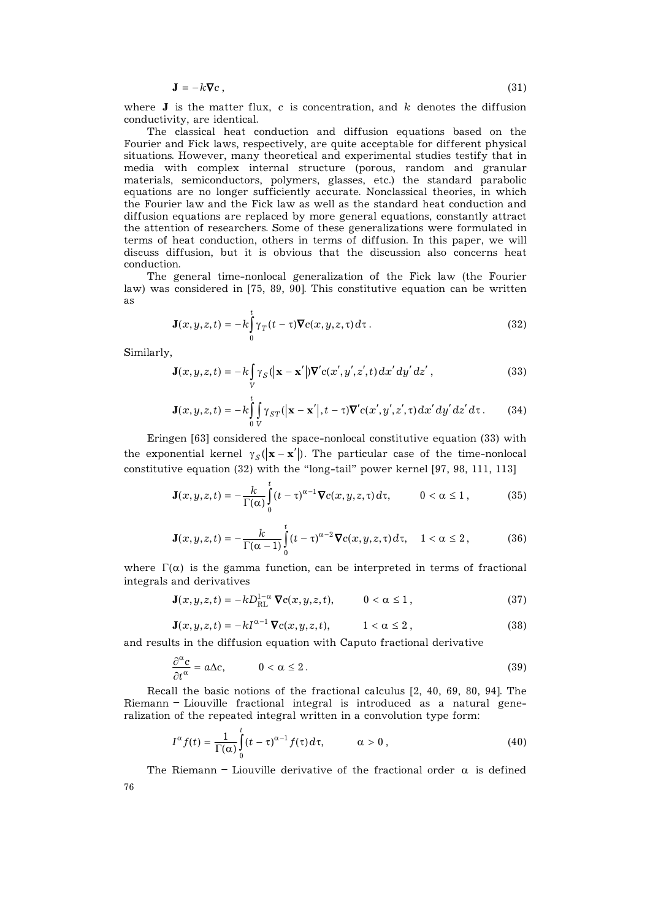$$\mathbf{J} = -k\nabla c\,, \tag{31}$$

where $\mathbf{J}$ is the matter flux, $c$ is concentration, and $k$ denotes the diffusion conductivity, are identical.

The classical heat conduction and diffusion equations based on the Fourier and Fick laws, respectively, are quite acceptable for different physical situations. However, many theoretical and experimental studies testify that in media with complex internal structure (porous, random and granular materials, semiconductors, polymers, glasses, etc.) the standard parabolic equations are no longer sufficiently accurate. Nonclassical theories, in which the Fourier law and the Fick law as well as the standard heat conduction and diffusion equations are replaced by more general equations, constantly attract the attention of researchers. Some of these generalizations were formulated in terms of heat conduction, others in terms of diffusion. In this paper, we will discuss diffusion, but it is obvious that the discussion also concerns heat conduction.

The general time-nonlocal generalization of the Fick law (the Fourier law) was considered in [75, 89, 90]. This constitutive equation can be written as

$$\mathbf{J}(x,y,z,t) = -k\int_0^t \gamma_T(t-\tau)\nabla c(x,y,z,\tau)\,d\tau\,. \tag{32}$$

Similarly,

$$\mathbf{J}(x,y,z,t) = -k\int_V \gamma_S(|\mathbf{x}-\mathbf{x}'|)\nabla' c(x',y',z',t)\,dx'\,dy'\,dz'\,, \tag{33}$$

$$\mathbf{J}(x,y,z,t) = -k\int_0^t\int_V \gamma_{ST}(|\mathbf{x}-\mathbf{x}'|, t-\tau)\nabla' c(x',y',z',\tau)\,dx'\,dy'\,dz'\,d\tau\,. \tag{34}$$

Eringen [63] considered the space-nonlocal constitutive equation (33) with the exponential kernel $\gamma_S(|\mathbf{x}-\mathbf{x}'|)$. The particular case of the time-nonlocal constitutive equation (32) with the "long-tail" power kernel [97, 98, 111, 113]

$$\mathbf{J}(x,y,z,t) = -\frac{k}{\Gamma(\alpha)}\int_0^t (t-\tau)^{\alpha-1}\nabla c(x,y,z,\tau)\,d\tau, \qquad 0<\alpha\le 1\,, \tag{35}$$

$$\mathbf{J}(x,y,z,t) = -\frac{k}{\Gamma(\alpha-1)}\int_0^t (t-\tau)^{\alpha-2}\nabla c(x,y,z,\tau)\,d\tau, \quad 1<\alpha\le 2\,, \tag{36}$$

where $\Gamma(\alpha)$ is the gamma function, can be interpreted in terms of fractional integrals and derivatives

$$\mathbf{J}(x,y,z,t) = -kD_{\mathrm{RL}}^{1-\alpha}\,\nabla c(x,y,z,t), \qquad 0<\alpha\le 1\,, \tag{37}$$

$$\mathbf{J}(x,y,z,t) = -kI^{\alpha-1}\,\nabla c(x,y,z,t), \qquad 1<\alpha\le 2\,, \tag{38}$$

and results in the diffusion equation with Caputo fractional derivative

$$\frac{\partial^\alpha c}{\partial t^\alpha} = a\Delta c, \qquad 0<\alpha\le 2\,. \tag{39}$$

Recall the basic notions of the fractional calculus [2, 40, 69, 80, 94]. The Riemann – Liouville fractional integral is introduced as a natural generalization of the repeated integral written in a convolution type form:

$$I^\alpha f(t) = \frac{1}{\Gamma(\alpha)}\int_0^t (t-\tau)^{\alpha-1} f(\tau)\,d\tau, \qquad \alpha>0\,, \tag{40}$$

The Riemann – Liouville derivative of the fractional order $\alpha$ is defined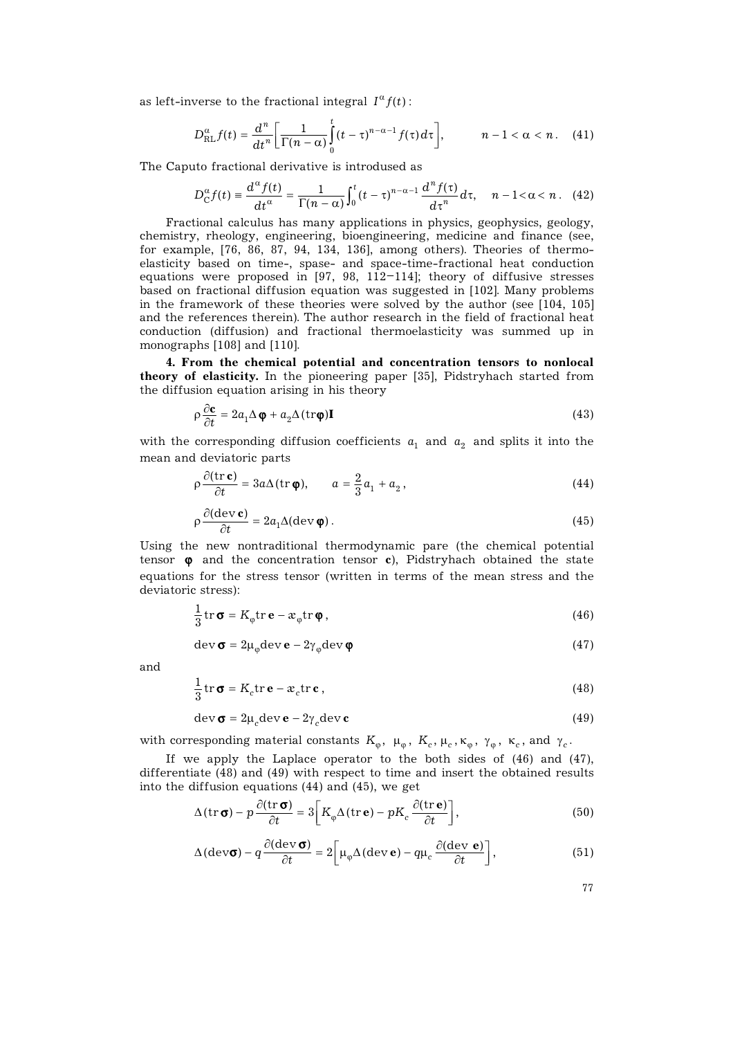as left-inverse to the fractional integral $I^{\alpha} f(t)$:

$$D_{\mathrm{RL}}^{\alpha} f(t) = \frac{d^n}{dt^n}\left[\frac{1}{\Gamma(n-\alpha)}\int_0^t (t-\tau)^{n-\alpha-1} f(\tau)\, d\tau\right], \qquad n-1 < \alpha < n. \quad (41)$$

The Caputo fractional derivative is introdused as

$$D_{\mathrm{C}}^{\alpha} f(t) \equiv \frac{d^{\alpha} f(t)}{dt^{\alpha}} = \frac{1}{\Gamma(n-\alpha)}\int_0^t (t-\tau)^{n-\alpha-1} \frac{d^n f(\tau)}{d\tau^n}\, d\tau, \quad n-1 < \alpha < n. \quad (42)$$

Fractional calculus has many applications in physics, geophysics, geology, chemistry, rheology, engineering, bioengineering, medicine and finance (see, for example, [76, 86, 87, 94, 134, 136], among others). Theories of thermoelasticity based on time-, spase- and space-time-fractional heat conduction equations were proposed in [97, 98, 112–114]; theory of diffusive stresses based on fractional diffusion equation was suggested in [102]. Many problems in the framework of these theories were solved by the author (see [104, 105] and the references therein). The author research in the field of fractional heat conduction (diffusion) and fractional thermoelasticity was summed up in monographs [108] and [110].

**4. From the chemical potential and concentration tensors to nonlocal theory of elasticity.** In the pioneering paper [35], Pidstryhach started from the diffusion equation arising in his theory

$$\rho \frac{\partial \mathbf{c}}{\partial t} = 2a_1 \Delta \boldsymbol{\varphi} + a_2 \Delta(\mathrm{tr}\boldsymbol{\varphi})\mathbf{I} \quad (43)$$

with the corresponding diffusion coefficients $a_1$ and $a_2$ and splits it into the mean and deviatoric parts

$$\rho \frac{\partial(\mathrm{tr}\,\mathbf{c})}{\partial t} = 3a\Delta(\mathrm{tr}\,\boldsymbol{\varphi}), \qquad a = \frac{2}{3}a_1 + a_2, \quad (44)$$

$$\rho \frac{\partial(\mathrm{dev}\,\mathbf{c})}{\partial t} = 2a_1 \Delta(\mathrm{dev}\,\boldsymbol{\varphi}). \quad (45)$$

Using the new nontraditional thermodynamic pare (the chemical potential tensor $\boldsymbol{\varphi}$ and the concentration tensor $\mathbf{c}$), Pidstryhach obtained the state equations for the stress tensor (written in terms of the mean stress and the deviatoric stress):

$$\frac{1}{3}\mathrm{tr}\,\boldsymbol{\sigma} = K_{\varphi}\mathrm{tr}\,\mathbf{e} - æ_{\varphi}\mathrm{tr}\,\boldsymbol{\varphi}, \quad (46)$$

$$\mathrm{dev}\,\boldsymbol{\sigma} = 2\mu_{\varphi}\mathrm{dev}\,\mathbf{e} - 2\gamma_{\varphi}\mathrm{dev}\,\boldsymbol{\varphi} \quad (47)$$

and

$$\frac{1}{3}\mathrm{tr}\,\boldsymbol{\sigma} = K_c\mathrm{tr}\,\mathbf{e} - æ_c\mathrm{tr}\,\mathbf{c}, \quad (48)$$

$$\mathrm{dev}\,\boldsymbol{\sigma} = 2\mu_c\mathrm{dev}\,\mathbf{e} - 2\gamma_c\mathrm{dev}\,\mathbf{c} \quad (49)$$

with corresponding material constants $K_{\varphi}$, $\mu_{\varphi}$, $K_c$, $\mu_c$, $\kappa_{\varphi}$, $\gamma_{\varphi}$, $\kappa_c$, and $\gamma_c$.

If we apply the Laplace operator to the both sides of (46) and (47), differentiate (48) and (49) with respect to time and insert the obtained results into the diffusion equations (44) and (45), we get

$$\Delta(\mathrm{tr}\,\boldsymbol{\sigma}) - p\frac{\partial(\mathrm{tr}\,\boldsymbol{\sigma})}{\partial t} = 3\left[K_{\varphi}\Delta(\mathrm{tr}\,\mathbf{e}) - pK_c\frac{\partial(\mathrm{tr}\,\mathbf{e})}{\partial t}\right], \quad (50)$$

$$\Delta(\mathrm{dev}\boldsymbol{\sigma}) - q\frac{\partial(\mathrm{dev}\,\boldsymbol{\sigma})}{\partial t} = 2\left[\mu_{\varphi}\Delta(\mathrm{dev}\,\mathbf{e}) - q\mu_c\frac{\partial(\mathrm{dev}\ \mathbf{e})}{\partial t}\right], \quad (51)$$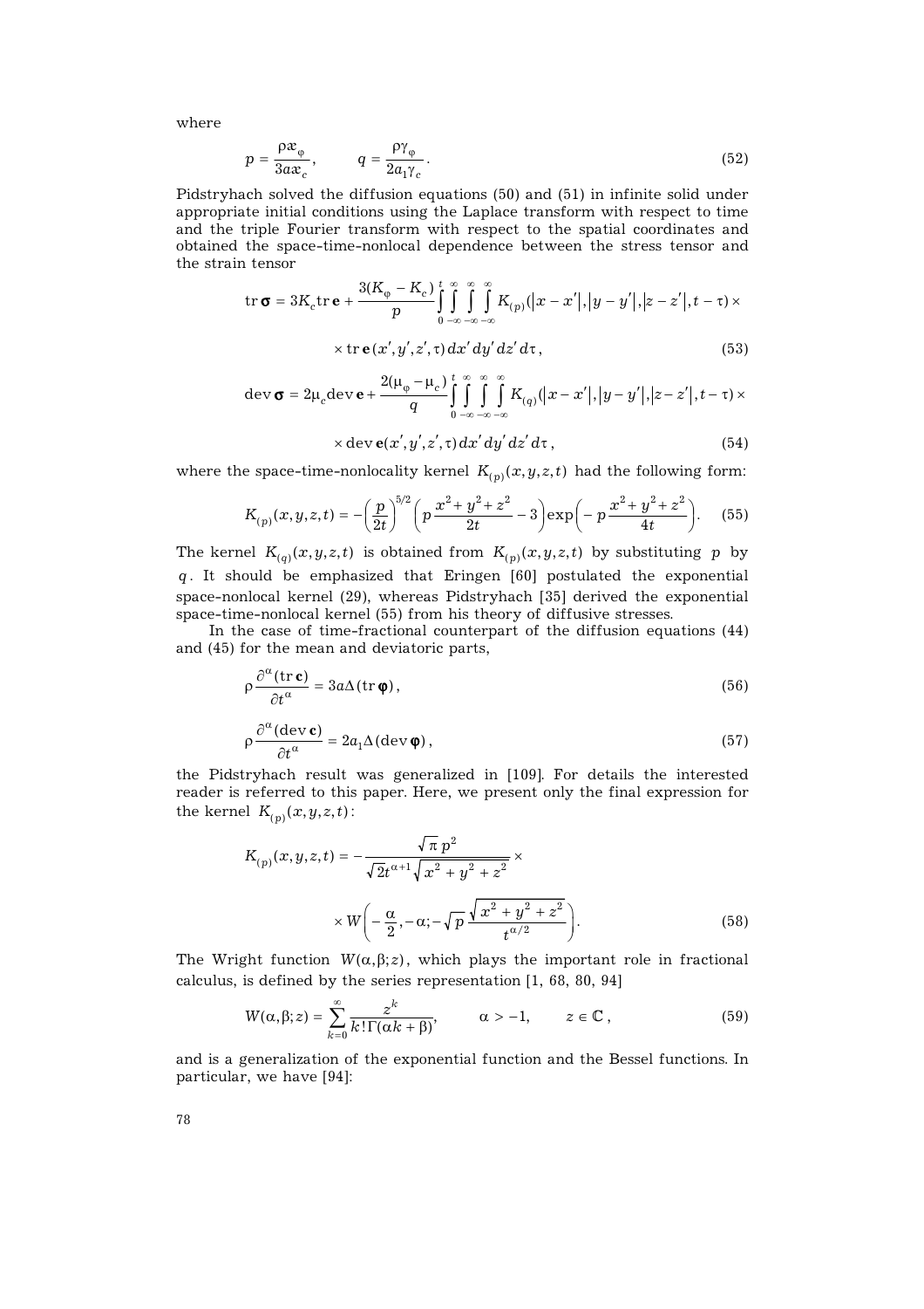where

$$p = \frac{\rho \varkappa_\varphi}{3a\varkappa_c}, \qquad q = \frac{\rho \gamma_\varphi}{2a_1\gamma_c}. \tag{52}$$

Pidstryhach solved the diffusion equations (50) and (51) in infinite solid under appropriate initial conditions using the Laplace transform with respect to time and the triple Fourier transform with respect to the spatial coordinates and obtained the space-time-nonlocal dependence between the stress tensor and the strain tensor

$$\operatorname{tr}\boldsymbol{\sigma} = 3K_c \operatorname{tr}\mathbf{e} + \frac{3(K_\varphi - K_c)}{p}\int\limits_0^t\int\limits_{-\infty}^{\infty}\int\limits_{-\infty}^{\infty}\int\limits_{-\infty}^{\infty} K_{(p)}(|x-x'|,|y-y'|,|z-z'|,t-\tau)\times$$

$$\times \operatorname{tr}\mathbf{e}(x',y',z',\tau)\,dx'\,dy'\,dz'\,d\tau, \tag{53}$$

$$\operatorname{dev}\boldsymbol{\sigma} = 2\mu_c \operatorname{dev}\mathbf{e} + \frac{2(\mu_\varphi - \mu_c)}{q}\int\limits_0^t\int\limits_{-\infty}^{\infty}\int\limits_{-\infty}^{\infty}\int\limits_{-\infty}^{\infty} K_{(q)}(|x-x'|,|y-y'|,|z-z'|,t-\tau)\times$$

$$\times \operatorname{dev}\mathbf{e}(x',y',z',\tau)\,dx'\,dy'\,dz'\,d\tau, \tag{54}$$

where the space-time-nonlocality kernel $K_{(p)}(x,y,z,t)$ had the following form:

$$K_{(p)}(x,y,z,t) = -\left(\frac{p}{2t}\right)^{5/2}\left(p\,\frac{x^2+y^2+z^2}{2t} - 3\right)\exp\left(-p\,\frac{x^2+y^2+z^2}{4t}\right). \tag{55}$$

The kernel $K_{(q)}(x,y,z,t)$ is obtained from $K_{(p)}(x,y,z,t)$ by substituting $p$ by $q$. It should be emphasized that Eringen [60] postulated the exponential space-nonlocal kernel (29), whereas Pidstryhach [35] derived the exponential space-time-nonlocal kernel (55) from his theory of diffusive stresses.

In the case of time-fractional counterpart of the diffusion equations (44) and (45) for the mean and deviatoric parts,

$$\rho\frac{\partial^\alpha(\operatorname{tr}\mathbf{c})}{\partial t^\alpha} = 3a\Delta(\operatorname{tr}\boldsymbol{\varphi}), \tag{56}$$

$$\rho\frac{\partial^\alpha(\operatorname{dev}\mathbf{c})}{\partial t^\alpha} = 2a_1\Delta(\operatorname{dev}\boldsymbol{\varphi}), \tag{57}$$

the Pidstryhach result was generalized in [109]. For details the interested reader is referred to this paper. Here, we present only the final expression for the kernel $K_{(p)}(x,y,z,t)$:

$$K_{(p)}(x,y,z,t) = -\frac{\sqrt{\pi}\,p^2}{\sqrt{2}t^{\alpha+1}\sqrt{x^2+y^2+z^2}}\times$$

$$\times W\left(-\frac{\alpha}{2},-\alpha;-\sqrt{p}\,\frac{\sqrt{x^2+y^2+z^2}}{t^{\alpha/2}}\right). \tag{58}$$

The Wright function $W(\alpha,\beta;z)$, which plays the important role in fractional calculus, is defined by the series representation [1, 68, 80, 94]

$$W(\alpha,\beta;z) = \sum_{k=0}^{\infty}\frac{z^k}{k!\,\Gamma(\alpha k+\beta)}, \qquad \alpha > -1, \qquad z \in \mathbb{C}, \tag{59}$$

and is a generalization of the exponential function and the Bessel functions. In particular, we have [94]: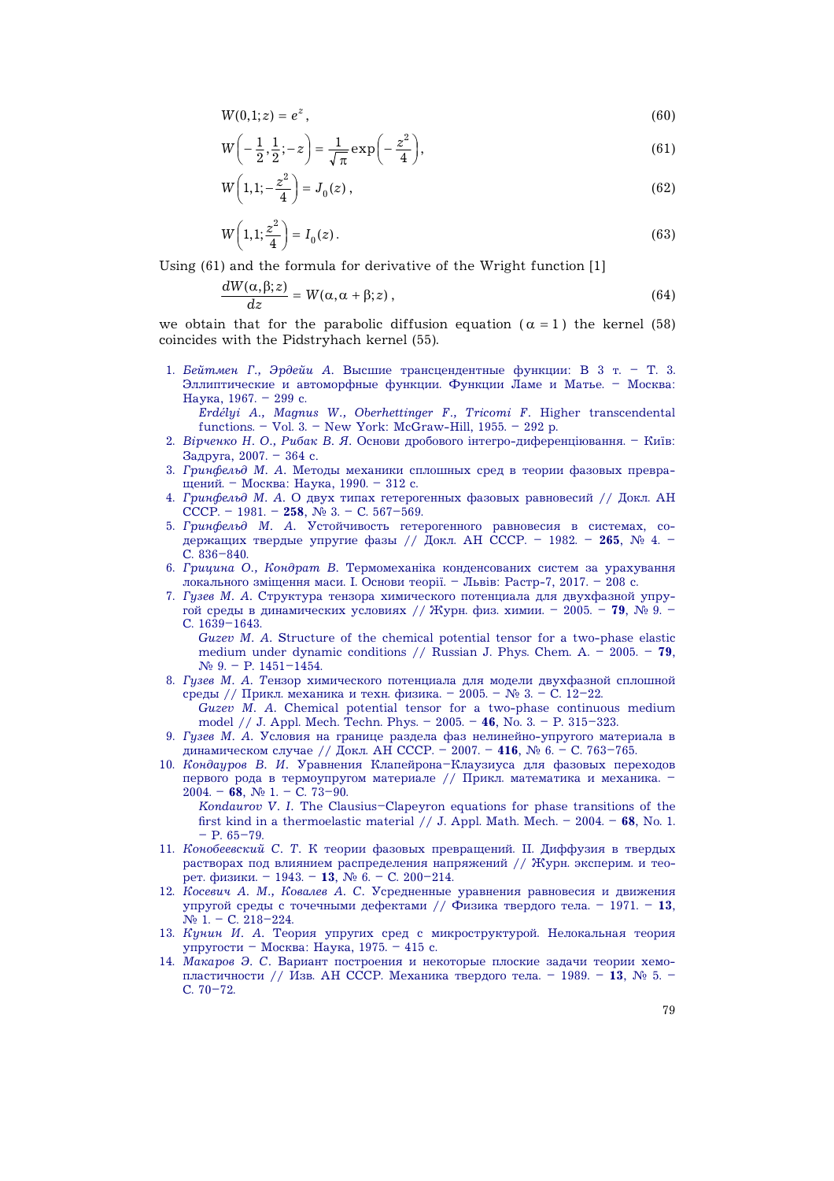$$W(0,1;z) = e^{z}, \tag{60}$$

$$W\left(-\frac{1}{2},\frac{1}{2};-z\right) = \frac{1}{\sqrt{\pi}}\exp\left(-\frac{z^2}{4}\right), \tag{61}$$

$$W\left(1,1;-\frac{z^2}{4}\right) = J_0(z), \tag{62}$$

$$W\left(1,1;\frac{z^2}{4}\right) = I_0(z). \tag{63}$$

Using (61) and the formula for derivative of the Wright function [1]

$$\frac{dW(\alpha,\beta;z)}{dz} = W(\alpha,\alpha+\beta;z), \tag{64}$$

we obtain that for the parabolic diffusion equation ($\alpha = 1$) the kernel (58) coincides with the Pidstryhach kernel (55).

1. *Бейтмен Г., Эрдейи А.* Высшие трансцендентные функции: В 3 т. – Т. 3. Эллиптические и автоморфные функции. Функции Ламе и Матье. – Москва: Наука, 1967. – 299 с.
   *Erdélyi A., Magnus W., Oberhettinger F., Tricomi F.* Higher transcendental functions. – Vol. 3. – New York: McGraw-Hill, 1955. – 292 p.
2. *Вірченко Н. О., Рибак В. Я.* Основи дробового інтегро-диференціювання. – Київ: Задруга, 2007. – 364 с.
3. *Гринфельд М. А.* Методы механики сплошных сред в теории фазовых превращений. – Москва: Наука, 1990. – 312 с.
4. *Гринфельд М. А.* О двух типах гетерогенных фазовых равновесий // Докл. АН СССР. – 1981. – **258**, № 3. – С. 567–569.
5. *Гринфельд М. А.* Устойчивость гетерогенного равновесия в системах, содержащих твердые упругие фазы // Докл. АН СССР. – 1982. – **265**, № 4. – С. 836–840.
6. *Грицина О., Кондрат В.* Термомеханіка конденсованих систем за урахування локального зміщення маси. I. Основи теорії. – Львів: Растр-7, 2017. – 208 с.
7. *Гузев М. А.* Структура тензора химического потенциала для двухфазной упругой среды в динамических условиях // Журн. физ. химии. – 2005. – **79**, № 9. – С. 1639–1643.
   *Guzev M. A.* Structure of the chemical potential tensor for a two-phase elastic medium under dynamic conditions // Russian J. Phys. Chem. A. – 2005. – **79**, № 9. – P. 1451–1454.
8. *Гузев М. А.* Тензор химического потенциала для модели двухфазной сплошной среды // Прикл. механика и техн. физика. – 2005. – № 3. – С. 12–22.
   *Guzev M. A.* Chemical potential tensor for a two-phase continuous medium model // J. Appl. Mech. Techn. Phys. – 2005. – **46**, No. 3. – P. 315–323.
9. *Гузев М. А.* Условия на границе раздела фаз нелинейно-упругого материала в динамическом случае // Докл. АН СССР. – 2007. – **416**, № 6. – С. 763–765.
10. *Кондауров В. И.* Уравнения Клапейрона–Клаузиуса для фазовых переходов первого рода в термоупругом материале // Прикл. математика и механика. – 2004. – **68**, № 1. – С. 73–90.
    *Kondaurov V. I.* The Clausius–Clapeyron equations for phase transitions of the first kind in a thermoelastic material // J. Appl. Math. Mech. – 2004. – **68**, No. 1. – P. 65–79.
11. *Конобеевский С. Т.* К теории фазовых превращений. II. Диффузия в твердых растворах под влиянием распределения напряжений // Журн. эксперим. и теорет. физики. – 1943. – **13**, № 6. – С. 200–214.
12. *Косевич А. М., Ковалев А. С.* Усредненные уравнения равновесия и движения упругой среды с точечными дефектами // Физика твердого тела. – 1971. – **13**, № 1. – С. 218–224.
13. *Кунин И. А.* Теория упругих сред с микроструктурой. Нелокальная теория упругости – Москва: Наука, 1975. – 415 с.
14. *Макаров Э. С.* Вариант построения и некоторые плоские задачи теории хемопластичности // Изв. АН СССР. Механика твердого тела. – 1989. – **13**, № 5. – С. 70–72.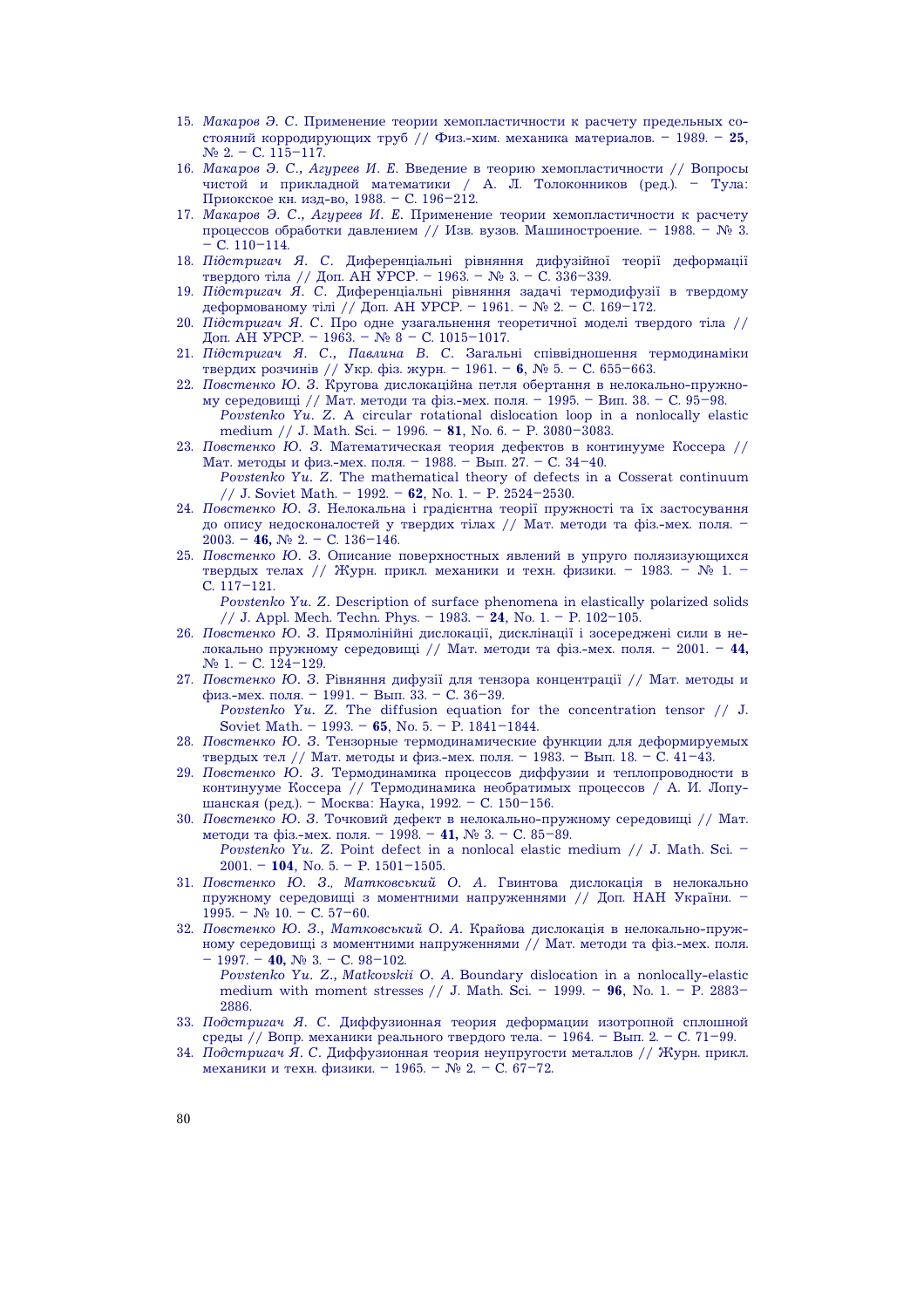15. *Макаров Э. С.* Применение теории хемопластичности к расчету предельных состояний корродирующих труб // Физ.-хим. механика материалов. – 1989. – **25**, № 2. – С. 115–117.
16. *Макаров Э. С., Агуреев И. Е.* Введение в теорию хемопластичности // Вопросы чистой и прикладной математики / А. Л. Толоконников (ред.). – Тула: Приокское кн. изд-во, 1988. – С. 196–212.
17. *Макаров Э. С., Агуреев И. Е.* Применение теории хемопластичности к расчету процессов обработки давлением // Изв. вузов. Машиностроение. – 1988. – № 3. – С. 110–114.
18. *Підстригач Я. С.* Диференціальні рівняння дифузійної теорії деформації твердого тіла // Доп. АН УРСР. – 1963. – № 3. – С. 336–339.
19. *Підстригач Я. С.* Диференціальні рівняння задачі термодифузії в твердому деформованому тілі // Доп. АН УРСР. – 1961. – № 2. – С. 169–172.
20. *Підстригач Я. С.* Про одне узагальнення теоретичної моделі твердого тіла // Доп. АН УРСР. – 1963. – № 8 – С. 1015–1017.
21. *Підстригач Я. С., Павлина В. С.* Загальні співвідношення термодинаміки твердих розчинів // Укр. фіз. журн. – 1961. – **6**, № 5. – С. 655–663.
22. *Повстенко Ю. З.* Кругова дислокаційна петля обертання в нелокально-пружному середовищі // Мат. методи та фіз.-мех. поля. – 1995. – Вип. 38. – С. 95–98.
    *Povstenko Yu. Z.* A circular rotational dislocation loop in a nonlocally elastic medium // J. Math. Sci. – 1996. – **81**, No. 6. – P. 3080–3083.
23. *Повстенко Ю. З.* Математическая теория дефектов в континууме Коссера // Мат. методы и физ.-мех. поля. – 1988. – Вып. 27. – С. 34–40.
    *Povstenko Yu. Z.* The mathematical theory of defects in a Cosserat continuum // J. Soviet Math. – 1992. – **62**, No. 1. – P. 2524–2530.
24. *Повстенко Ю. З.* Нелокальна і градієнтна теорії пружності та їх застосування до опису недосконалостей у твердих тілах // Мат. методи та фіз.-мех. поля. – 2003. – **46,** № 2. – С. 136–146.
25. *Повстенко Ю. З.* Описание поверхностных явлений в упруго поляризующихся твердых телах // Журн. прикл. механики и техн. физики. – 1983. – № 1. – С. 117–121.
    *Povstenko Yu. Z.* Description of surface phenomena in elastically polarized solids // J. Appl. Mech. Techn. Phys. – 1983. – **24**, No. 1. – P. 102–105.
26. *Повстенко Ю. З.* Прямолінійні дислокації, дисклінації і зосереджені сили в нелокально пружному середовищі // Мат. методи та фіз.-мех. поля. – 2001. – **44,** № 1. – С. 124–129.
27. *Повстенко Ю. З.* Рівняння дифузії для тензора концентрації // Мат. методы и физ.-мех. поля. – 1991. – Вып. 33. – С. 36–39.
    *Povstenko Yu. Z.* The diffusion equation for the concentration tensor // J. Soviet Math. – 1993. – **65**, No. 5. – P. 1841–1844.
28. *Повстенко Ю. З.* Тензорные термодинамические функции для деформируемых твердых тел // Мат. методы и физ.-мех. поля. – 1983. – Вып. 18. – С. 41–43.
29. *Повстенко Ю. З.* Термодинамика процессов диффузии и теплопроводности в континууме Коссера // Термодинамика необратимых процессов / А. И. Лопушанская (ред.). – Москва: Наука, 1992. – С. 150–156.
30. *Повстенко Ю. З.* Точковий дефект в нелокально-пружному середовищі // Мат. методи та фіз.-мех. поля. – 1998. – **41,** № 3. – С. 85–89.
    *Povstenko Yu. Z.* Point defect in a nonlocal elastic medium // J. Math. Sci. – 2001. – **104**, No. 5. – P. 1501–1505.
31. *Повстенко Ю. З., Матковський О. А.* Гвинтова дислокація в нелокально пружному середовищі з моментними напруженнями // Доп. НАН України. – 1995. – № 10. – С. 57–60.
32. *Повстенко Ю. З., Матковський О. А.* Крайова дислокація в нелокально-пружному середовищі з моментними напруженнями // Мат. методи та фіз.-мех. поля. – 1997. – **40,** № 3. – С. 98–102.
    *Povstenko Yu. Z., Matkovskii O. A.* Boundary dislocation in a nonlocally-elastic medium with moment stresses // J. Math. Sci. – 1999. – **96**, No. 1. – P. 2883–2886.
33. *Подстригач Я. С.* Диффузионная теория деформации изотропной сплошной среды // Вопр. механики реального твердого тела. – 1964. – Вып. 2. – С. 71–99.
34. *Подстригач Я. С.* Диффузионная теория неупругости металлов // Журн. прикл. механики и техн. физики. – 1965. – № 2. – С. 67–72.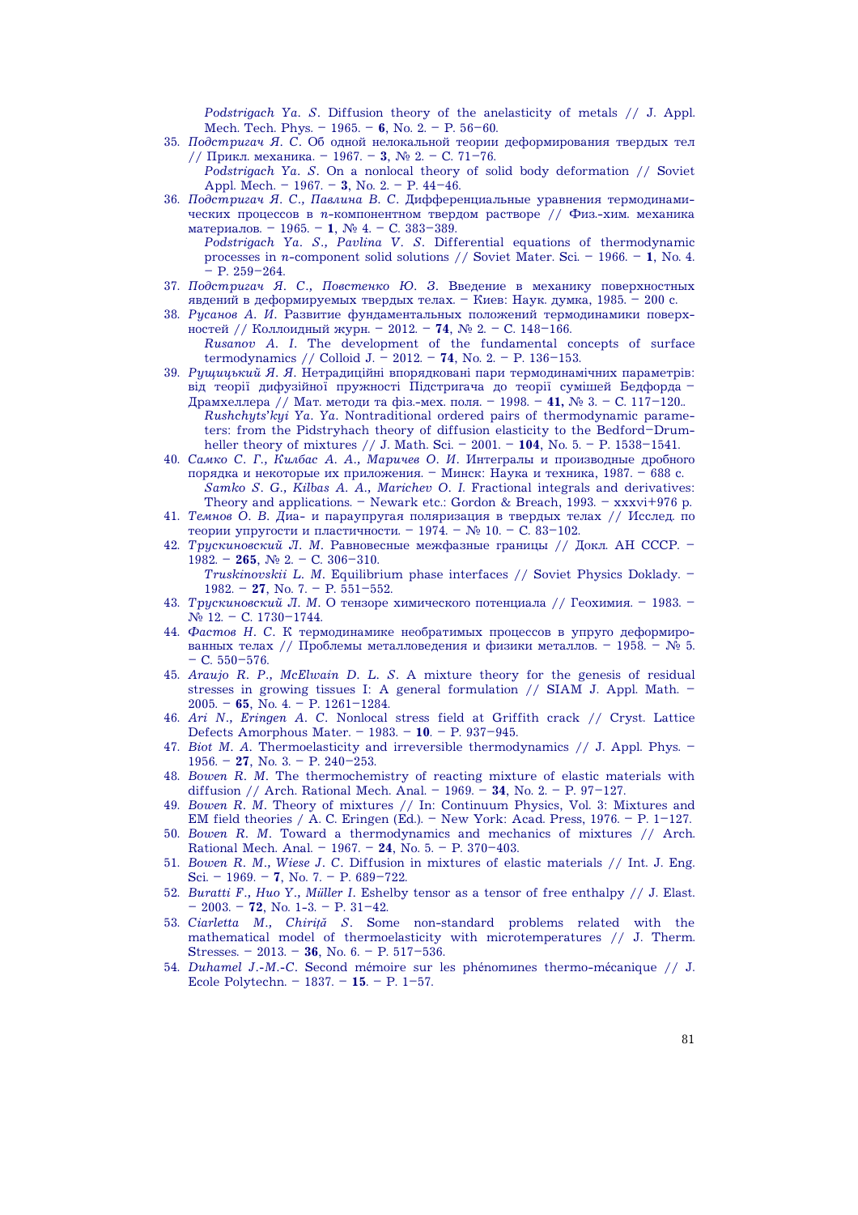*Podstrigach Ya. S.* Diffusion theory of the anelasticity of metals // J. Appl. Mech. Tech. Phys. – 1965. – **6**, No. 2. – P. 56–60.

35. *Подстригач Я. С.* Об одной нелокальной теории деформирования твердых тел // Прикл. механика. – 1967. – **3**, № 2. – С. 71–76.
    *Podstrigach Ya. S.* On a nonlocal theory of solid body deformation // Soviet Appl. Mech. – 1967. – **3**, No. 2. – P. 44–46.
36. *Подстригач Я. С., Павлина В. С.* Дифференциальные уравнения термодинамических процессов в $n$-компонентном твердом растворе // Физ.-хим. механика материалов. – 1965. – **1**, № 4. – С. 383–389.
    *Podstrigach Ya. S., Pavlina V. S.* Differential equations of thermodynamic processes in $n$-component solid solutions // Soviet Mater. Sci. – 1966. – **1**, No. 4. – P. 259–264.
37. *Подстригач Я. С., Повстенко Ю. З.* Введение в механику поверхностных явдений в деформируемых твердых телах. – Киев: Наук. думка, 1985. – 200 с.
38. *Русанов А. И.* Развитие фундаментальных положений термодинамики поверхностей // Коллоидный журн. – 2012. – **74**, № 2. – С. 148–166.
    *Rusanov A. I.* The development of the fundamental concepts of surface termodynamics // Colloid J. – 2012. – **74**, No. 2. – P. 136–153.
39. *Рущицький Я. Я.* Нетрадиційні впорядковані пари термодинамічних параметрів: від теорії дифузійної пружності Підстригача до теорії сумішей Бедфорда – Драмхеллера // Мат. методи та фіз.-мех. поля. – 1998. – **41,** № 3. – С. 117–120..
    *Rushchyts'kyi Ya. Ya.* Nontraditional ordered pairs of thermodynamic parameters: from the Pidstryhach theory of diffusion elasticity to the Bedford–Drumheller theory of mixtures // J. Math. Sci. – 2001. – **104**, No. 5. – P. 1538–1541.
40. *Самко С. Г., Килбас А. А., Маричев О. И.* Интегралы и производные дробного порядка и некоторые их приложения. – Минск: Наука и техника, 1987. – 688 с.
    *Samko S. G., Kilbas A. A., Marichev O. I.* Fractional integrals and derivatives: Theory and applications. – Newark etc.: Gordon & Breach, 1993. – xxxvi+976 p.
41. *Темнов О. В.* Диа- и параупругая поляризация в твердых телах // Исслед. по теории упругости и пластичности. – 1974. – № 10. – С. 83–102.
42. *Трускиновский Л. М.* Равновесные межфазные границы // Докл. АН СССР. – 1982. – **265**, № 2. – С. 306–310.
    *Truskinovskii L. M.* Equilibrium phase interfaces // Soviet Physics Doklady. – 1982. – **27**, No. 7. – P. 551–552.
43. *Трускиновский Л. М.* О тензоре химического потенциала // Геохимия. – 1983. – № 12. – С. 1730–1744.
44. *Фастов Н. С.* К термодинамике необратимых процессов в упруго деформированных телах // Проблемы металловедения и физики металлов. – 1958. – № 5. – С. 550–576.
45. *Araujo R. P., McElwain D. L. S.* A mixture theory for the genesis of residual stresses in growing tissues I: A general formulation // SIAM J. Appl. Math. – 2005. – **65**, No. 4. – P. 1261–1284.
46. *Ari N., Eringen A. C.* Nonlocal stress field at Griffith crack // Cryst. Lattice Defects Amorphous Mater. – 1983. – **10**. – P. 937–945.
47. *Biot M. A.* Thermoelasticity and irreversible thermodynamics // J. Appl. Phys. – 1956. – **27**, No. 3. – P. 240–253.
48. *Bowen R. M.* The thermochemistry of reacting mixture of elastic materials with diffusion // Arch. Rational Mech. Anal. – 1969. – **34**, No. 2. – P. 97–127.
49. *Bowen R. M.* Theory of mixtures // In: Continuum Physics, Vol. 3: Mixtures and EM field theories / A. C. Eringen (Ed.). – New York: Acad. Press, 1976. – P. 1–127.
50. *Bowen R. M.* Toward a thermodynamics and mechanics of mixtures // Arch. Rational Mech. Anal. – 1967. – **24**, No. 5. – P. 370–403.
51. *Bowen R. M., Wiese J. C.* Diffusion in mixtures of elastic materials // Int. J. Eng. Sci. – 1969. – **7**, No. 7. – P. 689–722.
52. *Buratti F., Huo Y., Müller I.* Eshelby tensor as a tensor of free enthalpy // J. Elast. – 2003. – **72**, No. 1-3. – P. 31–42.
53. *Ciarletta M., Chiriţă S.* Some non-standard problems related with the mathematical model of thermoelasticity with microtemperatures // J. Therm. Stresses. – 2013. – **36**, No. 6. – P. 517–536.
54. *Duhamel J.-M.-C.* Second mémoire sur les phénomиnes thermo-mécanique // J. Ecole Polytechn. – 1837. – **15**. – P. 1–57.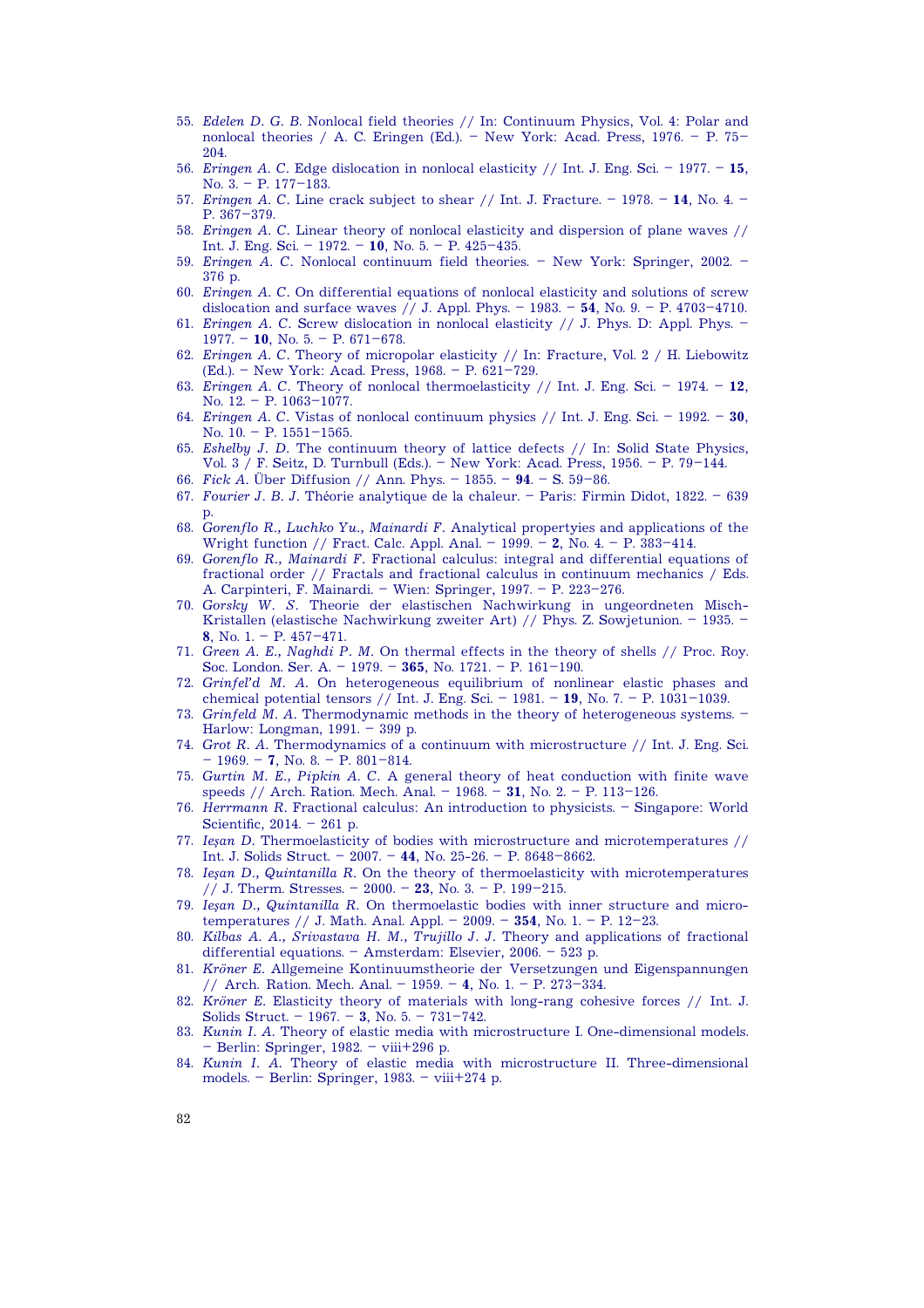55. *Edelen D. G. B.* Nonlocal field theories // In: Continuum Physics, Vol. 4: Polar and nonlocal theories / A. C. Eringen (Ed.). – New York: Acad. Press, 1976. – P. 75–204.
56. *Eringen A. C.* Edge dislocation in nonlocal elasticity // Int. J. Eng. Sci. – 1977. – **15**, No. 3. – P. 177–183.
57. *Eringen A. C.* Line crack subject to shear // Int. J. Fracture. – 1978. – **14**, No. 4. – P. 367–379.
58. *Eringen A. C.* Linear theory of nonlocal elasticity and dispersion of plane waves // Int. J. Eng. Sci. – 1972. – **10**, No. 5. – P. 425–435.
59. *Eringen A. C.* Nonlocal continuum field theories. – New York: Springer, 2002. – 376 p.
60. *Eringen A. C.* On differential equations of nonlocal elasticity and solutions of screw dislocation and surface waves // J. Appl. Phys. – 1983. – **54**, No. 9. – P. 4703–4710.
61. *Eringen A. C.* Screw dislocation in nonlocal elasticity // J. Phys. D: Appl. Phys. – 1977. – **10**, No. 5. – P. 671–678.
62. *Eringen A. C.* Theory of micropolar elasticity // In: Fracture, Vol. 2 / H. Liebowitz (Ed.). – New York: Acad. Press, 1968. – P. 621–729.
63. *Eringen A. C.* Theory of nonlocal thermoelasticity // Int. J. Eng. Sci. – 1974. – **12**, No. 12. – P. 1063–1077.
64. *Eringen A. C.* Vistas of nonlocal continuum physics // Int. J. Eng. Sci. – 1992. – **30**, No. 10. – P. 1551–1565.
65. *Eshelby J. D.* The continuum theory of lattice defects // In: Solid State Physics, Vol. 3 / F. Seitz, D. Turnbull (Eds.). – New York: Acad. Press, 1956. – P. 79–144.
66. *Fick A.* Über Diffusion // Ann. Phys. – 1855. – **94**. – S. 59–86.
67. *Fourier J. B. J.* Théorie analytique de la chaleur. – Paris: Firmin Didot, 1822. – 639 p.
68. *Gorenflo R., Luchko Yu., Mainardi F.* Analytical propertyies and applications of the Wright function // Fract. Calc. Appl. Anal. – 1999. – **2**, No. 4. – P. 383–414.
69. *Gorenflo R., Mainardi F.* Fractional calculus: integral and differential equations of fractional order // Fractals and fractional calculus in continuum mechanics / Eds. A. Carpinteri, F. Mainardi. – Wien: Springer, 1997. – P. 223–276.
70. *Gorsky W. S.* Theorie der elastischen Nachwirkung in ungeordneten Misch-Kristallen (elastische Nachwirkung zweiter Art) // Phys. Z. Sowjetunion. – 1935. – **8**, No. 1. – P. 457–471.
71. *Green A. E., Naghdi P. M.* On thermal effects in the theory of shells // Proc. Roy. Soc. London. Ser. A. – 1979. – **365**, No. 1721. – P. 161–190.
72. *Grinfel'd M. A.* On heterogeneous equilibrium of nonlinear elastic phases and chemical potential tensors // Int. J. Eng. Sci. – 1981. – **19**, No. 7. – P. 1031–1039.
73. *Grinfeld M. A.* Thermodynamic methods in the theory of heterogeneous systems. – Harlow: Longman, 1991. – 399 p.
74. *Grot R. A.* Thermodynamics of a continuum with microstructure // Int. J. Eng. Sci. – 1969. – **7**, No. 8. – P. 801–814.
75. *Gurtin M. E., Pipkin A. C.* A general theory of heat conduction with finite wave speeds // Arch. Ration. Mech. Anal. – 1968. – **31**, No. 2. – P. 113–126.
76. *Herrmann R.* Fractional calculus: An introduction to physicists. – Singapore: World Scientific, 2014. – 261 p.
77. *Ieşan D.* Thermoelasticity of bodies with microstructure and microtemperatures // Int. J. Solids Struct. – 2007. – **44**, No. 25-26. – P. 8648–8662.
78. *Ieşan D., Quintanilla R.* On the theory of thermoelasticity with microtemperatures // J. Therm. Stresses. – 2000. – **23**, No. 3. – P. 199–215.
79. *Ieşan D., Quintanilla R.* On thermoelastic bodies with inner structure and microtemperatures // J. Math. Anal. Appl. – 2009. – **354**, No. 1. – P. 12–23.
80. *Kilbas A. A., Srivastava H. M., Trujillo J. J.* Theory and applications of fractional differential equations. – Amsterdam: Elsevier, 2006. – 523 p.
81. *Kröner E.* Allgemeine Kontinuumstheorie der Versetzungen und Eigenspannungen // Arch. Ration. Mech. Anal. – 1959. – **4**, No. 1. – P. 273–334.
82. *Kröner E.* Elasticity theory of materials with long-rang cohesive forces // Int. J. Solids Struct. – 1967. – **3**, No. 5. – 731–742.
83. *Kunin I. A.* Theory of elastic media with microstructure I. One-dimensional models. – Berlin: Springer, 1982. – viii+296 p.
84. *Kunin I. A.* Theory of elastic media with microstructure II. Three-dimensional models. – Berlin: Springer, 1983. – viii+274 p.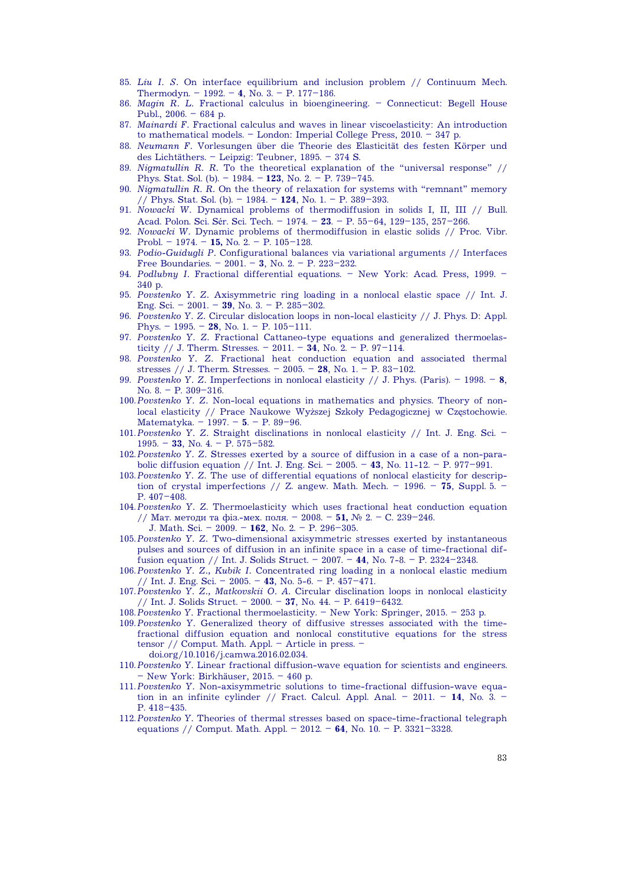85. *Liu I. S.* On interface equilibrium and inclusion problem // Continuum Mech. Thermodyn. – 1992. – **4**, No. 3. – P. 177–186.
86. *Magin R. L.* Fractional calculus in bioengineering. – Connecticut: Begell House Publ., 2006. – 684 p.
87. *Mainardi F.* Fractional calculus and waves in linear viscoelasticity: An introduction to mathematical models. – London: Imperial College Press, 2010. – 347 p.
88. *Neumann F.* Vorlesungen über die Theorie des Elasticität des festen Körper und des Lichtäthers. – Leipzig: Teubner, 1895. – 374 S.
89. *Nigmatullin R. R.* To the theoretical explanation of the "universal response" // Phys. Stat. Sol. (b). – 1984. – **123**, No. 2. – P. 739–745.
90. *Nigmatullin R. R.* On the theory of relaxation for systems with "remnant" memory // Phys. Stat. Sol. (b). – 1984. – **124**, No. 1. – P. 389–393.
91. *Nowacki W.* Dynamical problems of thermodiffusion in solids I, II, III // Bull. Acad. Polon. Sci. Sér. Sci. Tech. – 1974. – **23**. – P. 55–64, 129–135, 257–266.
92. *Nowacki W.* Dynamic problems of thermodiffusion in elastic solids // Proc. Vibr. Probl. – 1974. – **15,** No. 2. – P. 105–128.
93. *Podio-Guidugli P.* Configurational balances via variational arguments // Interfaces Free Boundaries. – 2001. – **3**, No. 2. – P. 223–232.
94. *Podlubny I.* Fractional differential equations. – New York: Acad. Press, 1999. – 340 p.
95. *Povstenko Y. Z.* Axisymmetric ring loading in a nonlocal elastic space // Int. J. Eng. Sci. – 2001. – **39**, No. 3. – P. 285–302.
96. *Povstenko Y. Z.* Circular dislocation loops in non-local elasticity // J. Phys. D: Appl. Phys. – 1995. – **28**, No. 1. – P. 105–111.
97. *Povstenko Y. Z.* Fractional Cattaneo-type equations and generalized thermoelasticity // J. Therm. Stresses. – 2011. – **34**, No. 2. – P. 97–114.
98. *Povstenko Y. Z.* Fractional heat conduction equation and associated thermal stresses // J. Therm. Stresses. – 2005. – **28**, No. 1. – P. 83–102.
99. *Povstenko Y. Z.* Imperfections in nonlocal elasticity // J. Phys. (Paris). – 1998. – **8**, No. 8. – P. 309–316.
100. *Povstenko Y. Z.* Non-local equations in mathematics and physics. Theory of nonlocal elasticity // Prace Naukowe Wyższej Szkoły Pedagogicznej w Częstochowie. Matematyka. – 1997. – **5**. – P. 89–96.
101. *Povstenko Y. Z.* Straight disclinations in nonlocal elasticity // Int. J. Eng. Sci. – 1995. – **33**, No. 4. – P. 575–582.
102. *Povstenko Y. Z.* Stresses exerted by a source of diffusion in a case of a non-parabolic diffusion equation // Int. J. Eng. Sci. – 2005. – **43**, No. 11-12. – P. 977–991.
103. *Povstenko Y. Z.* The use of differential equations of nonlocal elasticity for description of crystal imperfections // Z. angew. Math. Mech. – 1996. – **75**, Suppl. 5. – P. 407–408.
104. *Povstenko Y. Z.* Thermoelasticity which uses fractional heat conduction equation // Мат. методи та фіз.-мех. поля. – 2008. – **51,** № 2. – С. 239–246.
    J. Math. Sci. – 2009. – **162**, No. 2. – P. 296–305.
105. *Povstenko Y. Z.* Two-dimensional axisymmetric stresses exerted by instantaneous pulses and sources of diffusion in an infinite space in a case of time-fractional diffusion equation // Int. J. Solids Struct. – 2007. – **44**, No. 7-8. – P. 2324–2348.
106. *Povstenko Y. Z., Kubik I.* Concentrated ring loading in a nonlocal elastic medium // Int. J. Eng. Sci. – 2005. – **43**, No. 5-6. – P. 457–471.
107. *Povstenko Y. Z., Matkovskii O. A.* Circular disclination loops in nonlocal elasticity // Int. J. Solids Struct. – 2000. – **37**, No. 44. – P. 6419–6432.
108. *Povstenko Y.* Fractional thermoelasticity. – New York: Springer, 2015. – 253 p.
109. *Povstenko Y.* Generalized theory of diffusive stresses associated with the time-fractional diffusion equation and nonlocal constitutive equations for the stress tensor // Comput. Math. Appl. – Article in press. –
    doi.org/10.1016/j.camwa.2016.02.034.
110. *Povstenko Y.* Linear fractional diffusion-wave equation for scientists and engineers. – New York: Birkhäuser, 2015. – 460 p.
111. *Povstenko Y.* Non-axisymmetric solutions to time-fractional diffusion-wave equation in an infinite cylinder // Fract. Calcul. Appl. Anal. – 2011. – **14**, No. 3. – P. 418–435.
112. *Povstenko Y.* Theories of thermal stresses based on space-time-fractional telegraph equations // Comput. Math. Appl. – 2012. – **64**, No. 10. – P. 3321–3328.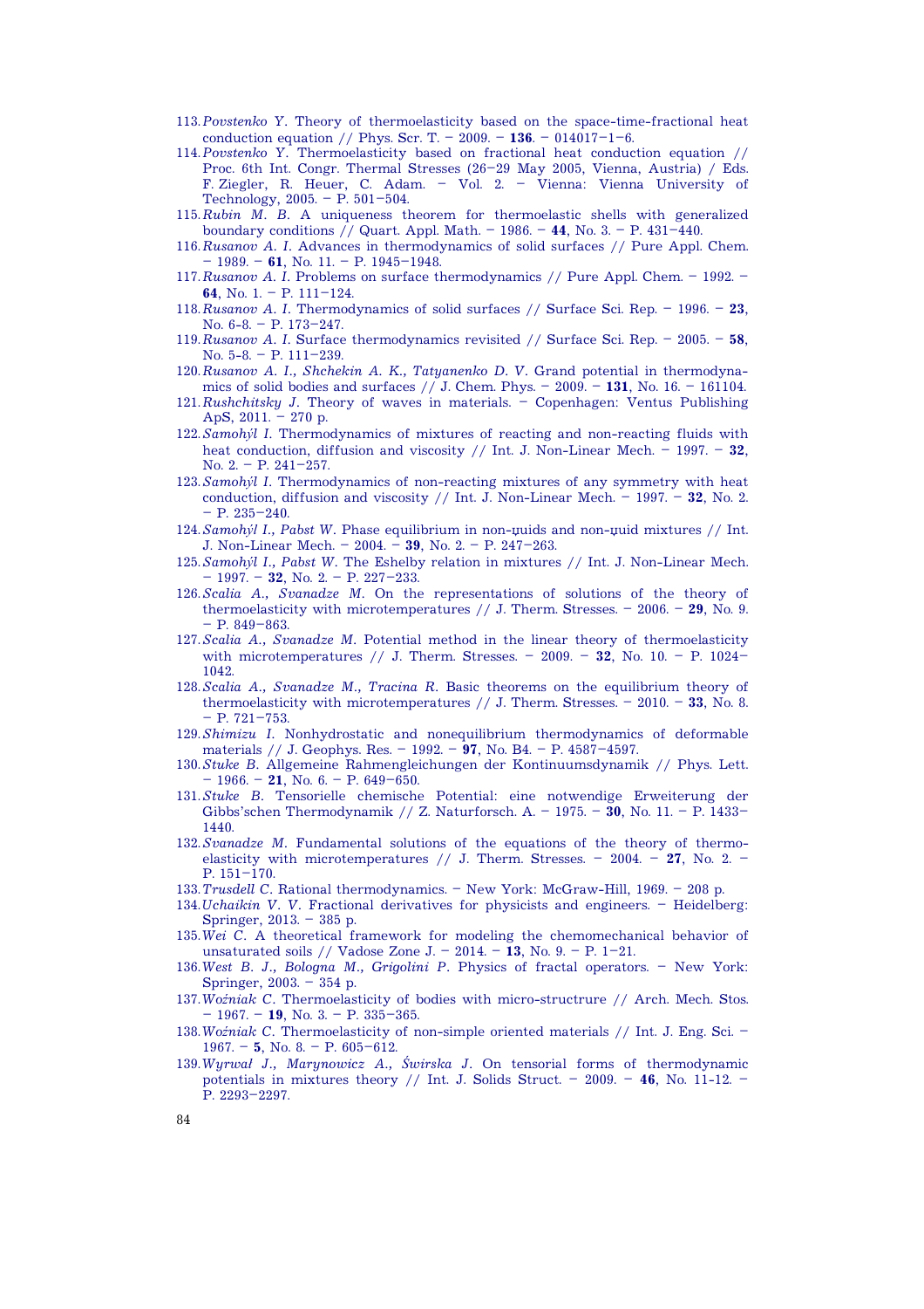113. *Povstenko Y.* Theory of thermoelasticity based on the space-time-fractional heat conduction equation // Phys. Scr. T. – 2009. – **136**. – 014017–1–6.
114. *Povstenko Y.* Thermoelasticity based on fractional heat conduction equation // Proc. 6th Int. Congr. Thermal Stresses (26–29 May 2005, Vienna, Austria) / Eds. F. Ziegler, R. Heuer, C. Adam. – Vol. 2. – Vienna: Vienna University of Technology, 2005. – P. 501–504.
115. *Rubin M. B.* A uniqueness theorem for thermoelastic shells with generalized boundary conditions // Quart. Appl. Math. – 1986. – **44**, No. 3. – P. 431–440.
116. *Rusanov A. I.* Advances in thermodynamics of solid surfaces // Pure Appl. Chem. – 1989. – **61**, No. 11. – P. 1945–1948.
117. *Rusanov A. I.* Problems on surface thermodynamics // Pure Appl. Chem. – 1992. – **64**, No. 1. – P. 111–124.
118. *Rusanov A. I.* Thermodynamics of solid surfaces // Surface Sci. Rep. – 1996. – **23**, No. 6-8. – P. 173–247.
119. *Rusanov A. I.* Surface thermodynamics revisited // Surface Sci. Rep. – 2005. – **58**, No. 5-8. – P. 111–239.
120. *Rusanov A. I., Shchekin A. K., Tatyanenko D. V.* Grand potential in thermodynamics of solid bodies and surfaces // J. Chem. Phys. – 2009. – **131**, No. 16. – 161104.
121. *Rushchitsky J.* Theory of waves in materials. – Copenhagen: Ventus Publishing ApS, 2011. – 270 p.
122. *Samohýl I.* Thermodynamics of mixtures of reacting and non-reacting fluids with heat conduction, diffusion and viscosity // Int. J. Non-Linear Mech. – 1997. – **32**, No. 2. – P. 241–257.
123. *Samohýl I.* Thermodynamics of non-reacting mixtures of any symmetry with heat conduction, diffusion and viscosity // Int. J. Non-Linear Mech. – 1997. – **32**, No. 2. – P. 235–240.
124. *Samohýl I., Pabst W.* Phase equilibrium in non-ṳuids and non-ṳuid mixtures // Int. J. Non-Linear Mech. – 2004. – **39**, No. 2. – P. 247–263.
125. *Samohýl I., Pabst W.* The Eshelby relation in mixtures // Int. J. Non-Linear Mech. – 1997. – **32**, No. 2. – P. 227–233.
126. *Scalia A., Svanadze M.* On the representations of solutions of the theory of thermoelasticity with microtemperatures // J. Therm. Stresses. – 2006. – **29**, No. 9. – P. 849–863.
127. *Scalia A., Svanadze M.* Potential method in the linear theory of thermoelasticity with microtemperatures // J. Therm. Stresses. – 2009. – **32**, No. 10. – P. 1024–1042.
128. *Scalia A., Svanadze M., Tracina R.* Basic theorems on the equilibrium theory of thermoelasticity with microtemperatures // J. Therm. Stresses. – 2010. – **33**, No. 8. – P. 721–753.
129. *Shimizu I.* Nonhydrostatic and nonequilibrium thermodynamics of deformable materials // J. Geophys. Res. – 1992. – **97**, No. B4. – P. 4587–4597.
130. *Stuke B.* Allgemeine Rahmengleichungen der Kontinuumsdynamik // Phys. Lett. – 1966. – **21**, No. 6. – P. 649–650.
131. *Stuke B.* Tensorielle chemische Potential: eine notwendige Erweiterung der Gibbs'schen Thermodynamik // Z. Naturforsch. A. – 1975. – **30**, No. 11. – P. 1433–1440.
132. *Svanadze M.* Fundamental solutions of the equations of the theory of thermoelasticity with microtemperatures // J. Therm. Stresses. – 2004. – **27**, No. 2. – P. 151–170.
133. *Trusdell C.* Rational thermodynamics. – New York: McGraw-Hill, 1969. – 208 p.
134. *Uchaikin V. V.* Fractional derivatives for physicists and engineers. – Heidelberg: Springer, 2013. – 385 p.
135. *Wei C.* A theoretical framework for modeling the chemomechanical behavior of unsaturated soils // Vadose Zone J. – 2014. – **13**, No. 9. – P. 1–21.
136. *West B. J., Bologna M., Grigolini P.* Physics of fractal operators. – New York: Springer, 2003. – 354 p.
137. *Woźniak C.* Thermoelasticity of bodies with micro-structrure // Arch. Mech. Stos. – 1967. – **19**, No. 3. – P. 335–365.
138. *Woźniak C.* Thermoelasticity of non-simple oriented materials // Int. J. Eng. Sci. – 1967. – **5**, No. 8. – P. 605–612.
139. *Wyrwał J., Marynowicz A., Świrska J.* On tensorial forms of thermodynamic potentials in mixtures theory // Int. J. Solids Struct. – 2009. – **46**, No. 11-12. – P. 2293–2297.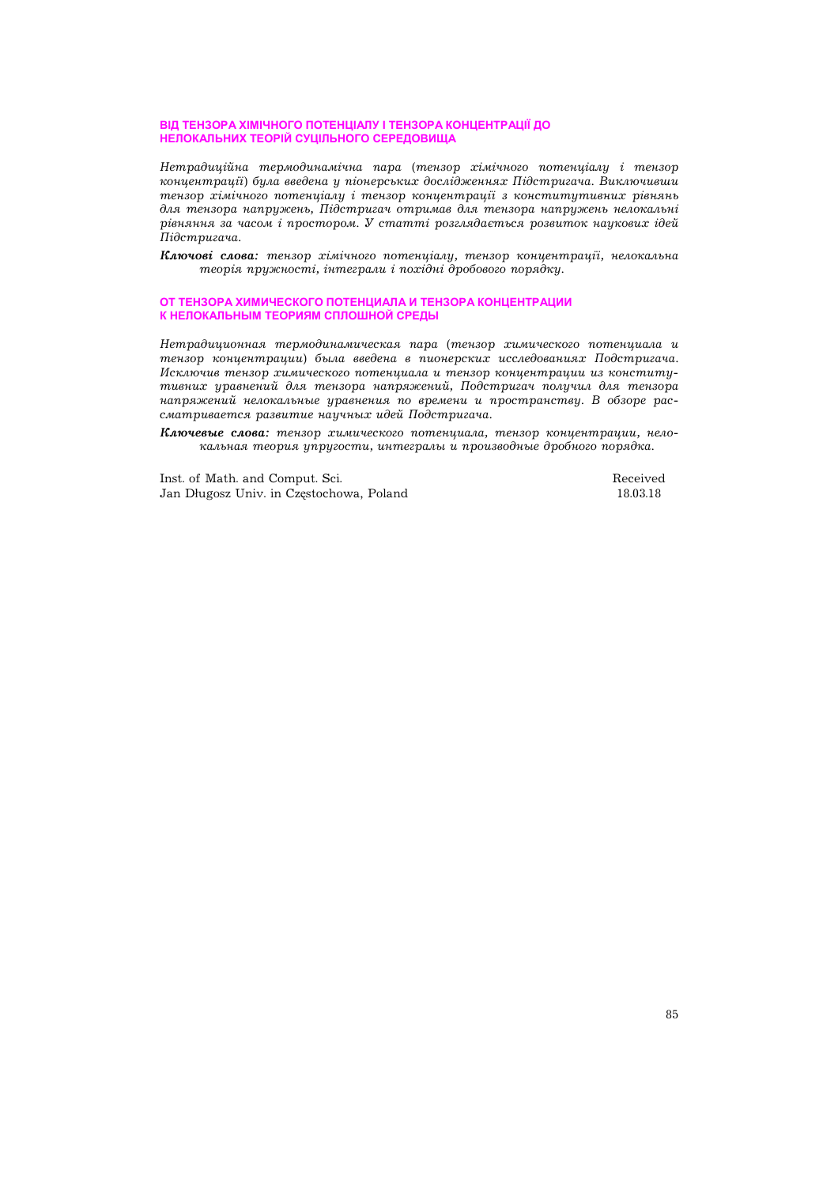## ВІД ТЕНЗОРА ХІМІЧНОГО ПОТЕНЦІАЛУ І ТЕНЗОРА КОНЦЕНТРАЦІЇ ДО НЕЛОКАЛЬНИХ ТЕОРІЙ СУЦІЛЬНОГО СЕРЕДОВИЩА

*Нетрадиційна термодинамічна пара (тензор хімічного потенціалу і тензор концентрації) була введена у піонерських дослідженнях Підстригача. Виключивши тензор хімічного потенціалу і тензор концентрації з конститутивних рівнянь для тензора напружень, Підстригач отримав для тензора напружень нелокальні рівняння за часом і простором. У статті розглядається розвиток наукових ідей Підстригача.*

***Ключові слова:*** *тензор хімічного потенціалу, тензор концентрації, нелокальна теорія пружності, інтеграли і похідні дробового порядку.*

## ОТ ТЕНЗОРА ХИМИЧЕСКОГО ПОТЕНЦИАЛА И ТЕНЗОРА КОНЦЕНТРАЦИИ К НЕЛОКАЛЬНЫМ ТЕОРИЯМ СПЛОШНОЙ СРЕДЫ

*Нетрадиционная термодинамическая пара (тензор химического потенциала и тензор концентрации) была введена в пионерских исследованиях Подстригача. Исключив тензор химического потенциала и тензор концентрации из конститутивних уравнений для тензора напряжений, Подстригач получил для тензора напряжений нелокальные уравнения по времени и пространству. В обзоре рассматривается развитие научных идей Подстригача.*

***Ключевые слова:*** *тензор химического потенциала, тензор концентрации, нелокальная теория упругости, интегралы и производные дробного порядка.*

Inst. of Math. and Comput. Sci.
Jan Długosz Univ. in Częstochowa, Poland

Received
18.03.18